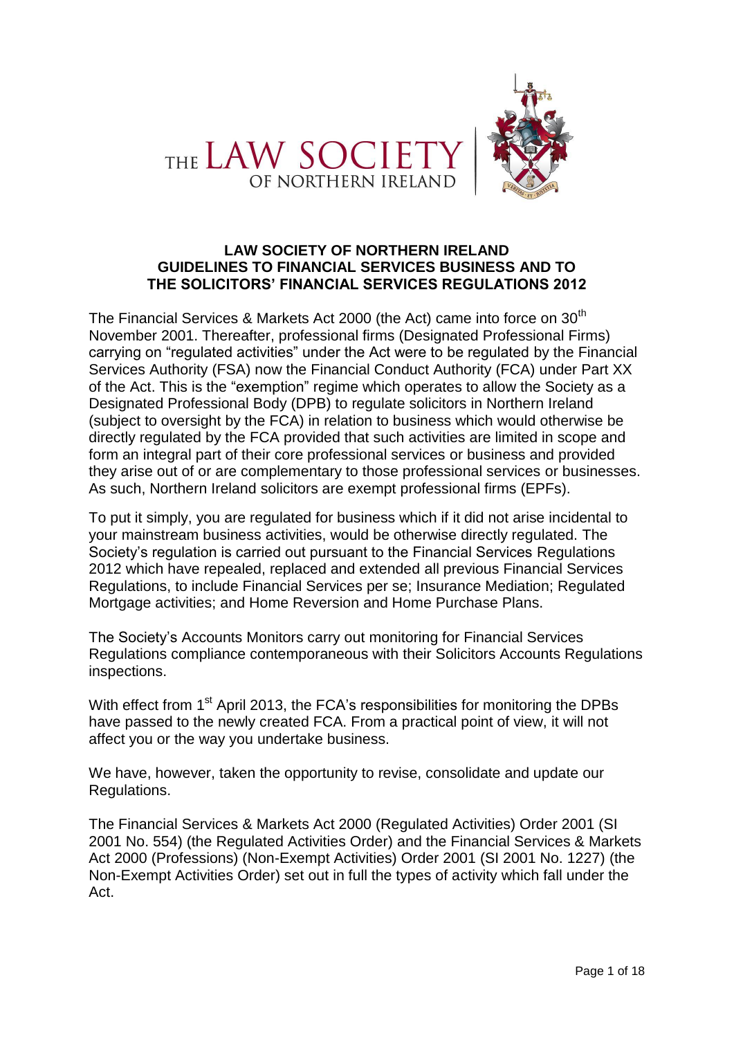THE LAW SOCIETY OF NORTHERN IRELAND

# LAW SOCIETY OF NORTHERN IRELAND
# GUIDELINES TO FINANCIAL SERVICES BUSINESS AND TO THE SOLICITORS' FINANCIAL SERVICES REGULATIONS 2012

The Financial Services & Markets Act 2000 (the Act) came into force on 30th November 2001. Thereafter, professional firms (Designated Professional Firms) carrying on "regulated activities" under the Act were to be regulated by the Financial Services Authority (FSA) now the Financial Conduct Authority (FCA) under Part XX of the Act. This is the "exemption" regime which operates to allow the Society as a Designated Professional Body (DPB) to regulate solicitors in Northern Ireland (subject to oversight by the FCA) in relation to business which would otherwise be directly regulated by the FCA provided that such activities are limited in scope and form an integral part of their core professional services or business and provided they arise out of or are complementary to those professional services or businesses. As such, Northern Ireland solicitors are exempt professional firms (EPFs).

To put it simply, you are regulated for business which if it did not arise incidental to your mainstream business activities, would be otherwise directly regulated. The Society's regulation is carried out pursuant to the Financial Services Regulations 2012 which have repealed, replaced and extended all previous Financial Services Regulations, to include Financial Services per se; Insurance Mediation; Regulated Mortgage activities; and Home Reversion and Home Purchase Plans.

The Society's Accounts Monitors carry out monitoring for Financial Services Regulations compliance contemporaneous with their Solicitors Accounts Regulations inspections.

With effect from 1st April 2013, the FCA's responsibilities for monitoring the DPBs have passed to the newly created FCA. From a practical point of view, it will not affect you or the way you undertake business.

We have, however, taken the opportunity to revise, consolidate and update our Regulations.

The Financial Services & Markets Act 2000 (Regulated Activities) Order 2001 (SI 2001 No. 554) (the Regulated Activities Order) and the Financial Services & Markets Act 2000 (Professions) (Non-Exempt Activities) Order 2001 (SI 2001 No. 1227) (the Non-Exempt Activities Order) set out in full the types of activity which fall under the Act.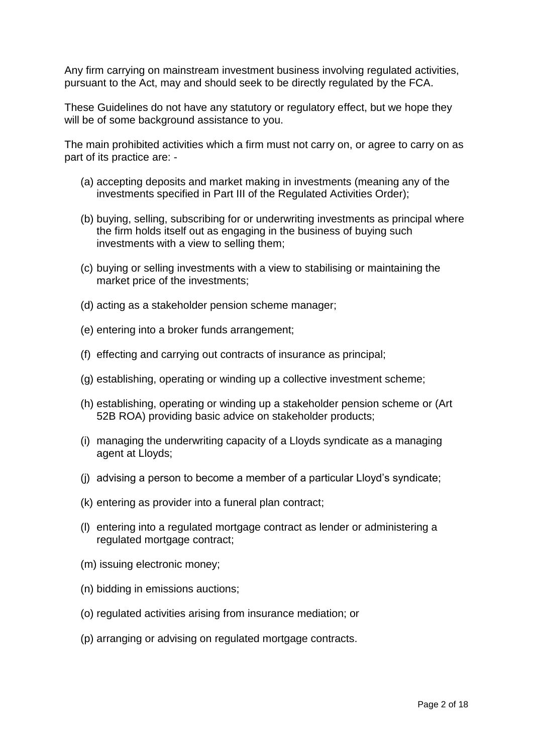Any firm carrying on mainstream investment business involving regulated activities, pursuant to the Act, may and should seek to be directly regulated by the FCA.

These Guidelines do not have any statutory or regulatory effect, but we hope they will be of some background assistance to you.

The main prohibited activities which a firm must not carry on, or agree to carry on as part of its practice are: -

(a) accepting deposits and market making in investments (meaning any of the investments specified in Part III of the Regulated Activities Order);

(b) buying, selling, subscribing for or underwriting investments as principal where the firm holds itself out as engaging in the business of buying such investments with a view to selling them;

(c) buying or selling investments with a view to stabilising or maintaining the market price of the investments;

(d) acting as a stakeholder pension scheme manager;

(e) entering into a broker funds arrangement;

(f) effecting and carrying out contracts of insurance as principal;

(g) establishing, operating or winding up a collective investment scheme;

(h) establishing, operating or winding up a stakeholder pension scheme or (Art 52B ROA) providing basic advice on stakeholder products;

(i) managing the underwriting capacity of a Lloyds syndicate as a managing agent at Lloyds;

(j) advising a person to become a member of a particular Lloyd's syndicate;

(k) entering as provider into a funeral plan contract;

(l) entering into a regulated mortgage contract as lender or administering a regulated mortgage contract;

(m) issuing electronic money;

(n) bidding in emissions auctions;

(o) regulated activities arising from insurance mediation; or

(p) arranging or advising on regulated mortgage contracts.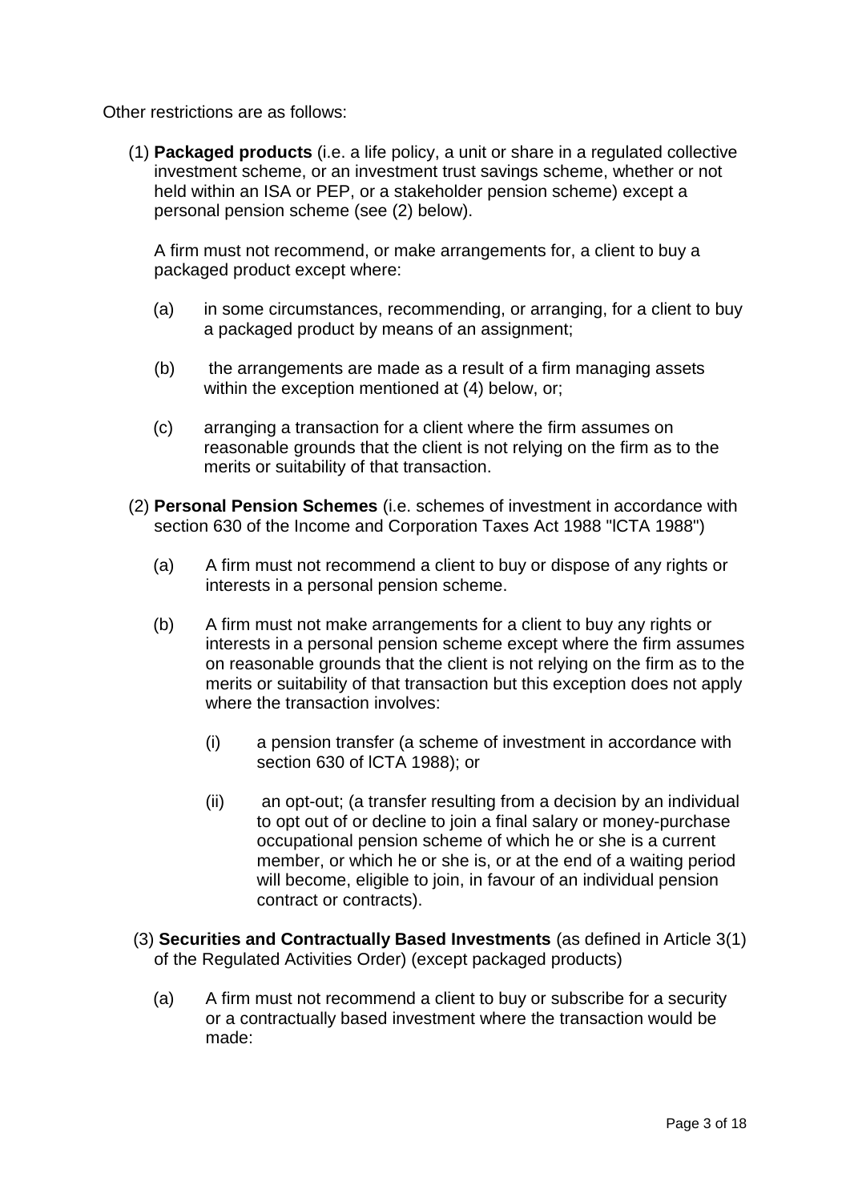Other restrictions are as follows:

(1) **Packaged products** (i.e. a life policy, a unit or share in a regulated collective investment scheme, or an investment trust savings scheme, whether or not held within an ISA or PEP, or a stakeholder pension scheme) except a personal pension scheme (see (2) below).

A firm must not recommend, or make arrangements for, a client to buy a packaged product except where:

- (a) in some circumstances, recommending, or arranging, for a client to buy a packaged product by means of an assignment;
- (b) the arrangements are made as a result of a firm managing assets within the exception mentioned at (4) below, or;
- (c) arranging a transaction for a client where the firm assumes on reasonable grounds that the client is not relying on the firm as to the merits or suitability of that transaction.

(2) **Personal Pension Schemes** (i.e. schemes of investment in accordance with section 630 of the Income and Corporation Taxes Act 1988 "ICTA 1988")

- (a) A firm must not recommend a client to buy or dispose of any rights or interests in a personal pension scheme.
- (b) A firm must not make arrangements for a client to buy any rights or interests in a personal pension scheme except where the firm assumes on reasonable grounds that the client is not relying on the firm as to the merits or suitability of that transaction but this exception does not apply where the transaction involves:
  - (i) a pension transfer (a scheme of investment in accordance with section 630 of ICTA 1988); or
  - (ii) an opt-out; (a transfer resulting from a decision by an individual to opt out of or decline to join a final salary or money-purchase occupational pension scheme of which he or she is a current member, or which he or she is, or at the end of a waiting period will become, eligible to join, in favour of an individual pension contract or contracts).

(3) **Securities and Contractually Based Investments** (as defined in Article 3(1) of the Regulated Activities Order) (except packaged products)

- (a) A firm must not recommend a client to buy or subscribe for a security or a contractually based investment where the transaction would be made: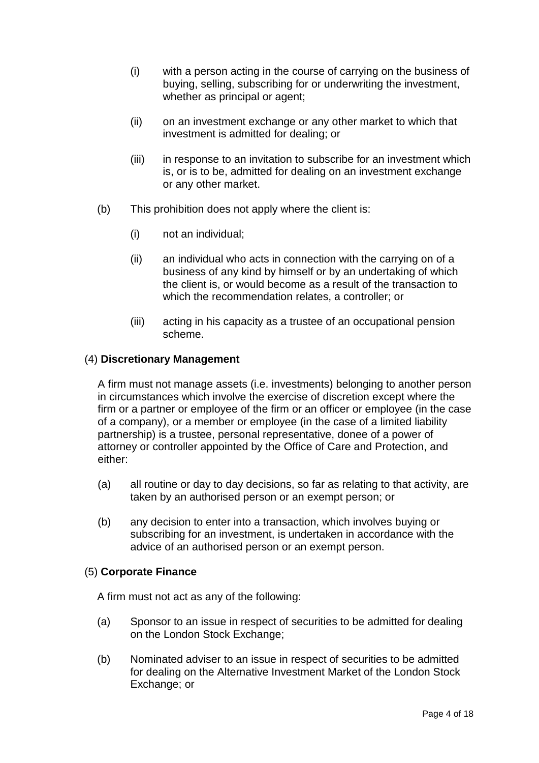(i) with a person acting in the course of carrying on the business of buying, selling, subscribing for or underwriting the investment, whether as principal or agent;

(ii) on an investment exchange or any other market to which that investment is admitted for dealing; or

(iii) in response to an invitation to subscribe for an investment which is, or is to be, admitted for dealing on an investment exchange or any other market.

(b) This prohibition does not apply where the client is:

(i) not an individual;

(ii) an individual who acts in connection with the carrying on of a business of any kind by himself or by an undertaking of which the client is, or would become as a result of the transaction to which the recommendation relates, a controller; or

(iii) acting in his capacity as a trustee of an occupational pension scheme.

(4) **Discretionary Management**

A firm must not manage assets (i.e. investments) belonging to another person in circumstances which involve the exercise of discretion except where the firm or a partner or employee of the firm or an officer or employee (in the case of a company), or a member or employee (in the case of a limited liability partnership) is a trustee, personal representative, donee of a power of attorney or controller appointed by the Office of Care and Protection, and either:

(a) all routine or day to day decisions, so far as relating to that activity, are taken by an authorised person or an exempt person; or

(b) any decision to enter into a transaction, which involves buying or subscribing for an investment, is undertaken in accordance with the advice of an authorised person or an exempt person.

(5) **Corporate Finance**

A firm must not act as any of the following:

(a) Sponsor to an issue in respect of securities to be admitted for dealing on the London Stock Exchange;

(b) Nominated adviser to an issue in respect of securities to be admitted for dealing on the Alternative Investment Market of the London Stock Exchange; or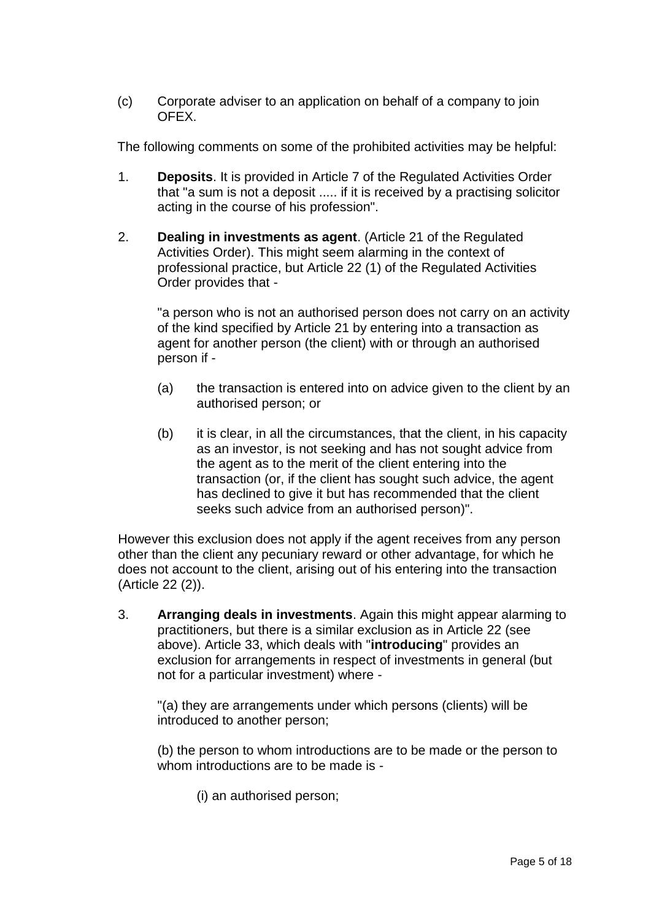(c) Corporate adviser to an application on behalf of a company to join OFEX.

The following comments on some of the prohibited activities may be helpful:

1. **Deposits**. It is provided in Article 7 of the Regulated Activities Order that "a sum is not a deposit ..... if it is received by a practising solicitor acting in the course of his profession".

2. **Dealing in investments as agent**. (Article 21 of the Regulated Activities Order). This might seem alarming in the context of professional practice, but Article 22 (1) of the Regulated Activities Order provides that -

   "a person who is not an authorised person does not carry on an activity of the kind specified by Article 21 by entering into a transaction as agent for another person (the client) with or through an authorised person if -

   (a) the transaction is entered into on advice given to the client by an authorised person; or

   (b) it is clear, in all the circumstances, that the client, in his capacity as an investor, is not seeking and has not sought advice from the agent as to the merit of the client entering into the transaction (or, if the client has sought such advice, the agent has declined to give it but has recommended that the client seeks such advice from an authorised person)".

However this exclusion does not apply if the agent receives from any person other than the client any pecuniary reward or other advantage, for which he does not account to the client, arising out of his entering into the transaction (Article 22 (2)).

3. **Arranging deals in investments**. Again this might appear alarming to practitioners, but there is a similar exclusion as in Article 22 (see above). Article 33, which deals with "**introducing**" provides an exclusion for arrangements in respect of investments in general (but not for a particular investment) where -

   "(a) they are arrangements under which persons (clients) will be introduced to another person;

   (b) the person to whom introductions are to be made or the person to whom introductions are to be made is -

   (i) an authorised person;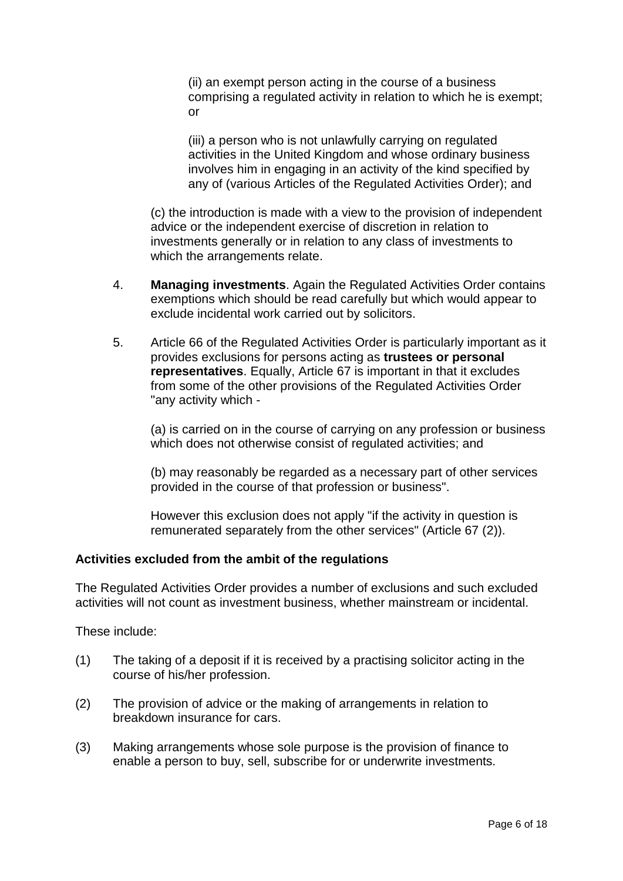(ii) an exempt person acting in the course of a business comprising a regulated activity in relation to which he is exempt; or

(iii) a person who is not unlawfully carrying on regulated activities in the United Kingdom and whose ordinary business involves him in engaging in an activity of the kind specified by any of (various Articles of the Regulated Activities Order); and

(c) the introduction is made with a view to the provision of independent advice or the independent exercise of discretion in relation to investments generally or in relation to any class of investments to which the arrangements relate.

4. **Managing investments**. Again the Regulated Activities Order contains exemptions which should be read carefully but which would appear to exclude incidental work carried out by solicitors.

5. Article 66 of the Regulated Activities Order is particularly important as it provides exclusions for persons acting as **trustees or personal representatives**. Equally, Article 67 is important in that it excludes from some of the other provisions of the Regulated Activities Order "any activity which -

   (a) is carried on in the course of carrying on any profession or business which does not otherwise consist of regulated activities; and

   (b) may reasonably be regarded as a necessary part of other services provided in the course of that profession or business".

   However this exclusion does not apply "if the activity in question is remunerated separately from the other services" (Article 67 (2)).

**Activities excluded from the ambit of the regulations**

The Regulated Activities Order provides a number of exclusions and such excluded activities will not count as investment business, whether mainstream or incidental.

These include:

(1) The taking of a deposit if it is received by a practising solicitor acting in the course of his/her profession.

(2) The provision of advice or the making of arrangements in relation to breakdown insurance for cars.

(3) Making arrangements whose sole purpose is the provision of finance to enable a person to buy, sell, subscribe for or underwrite investments.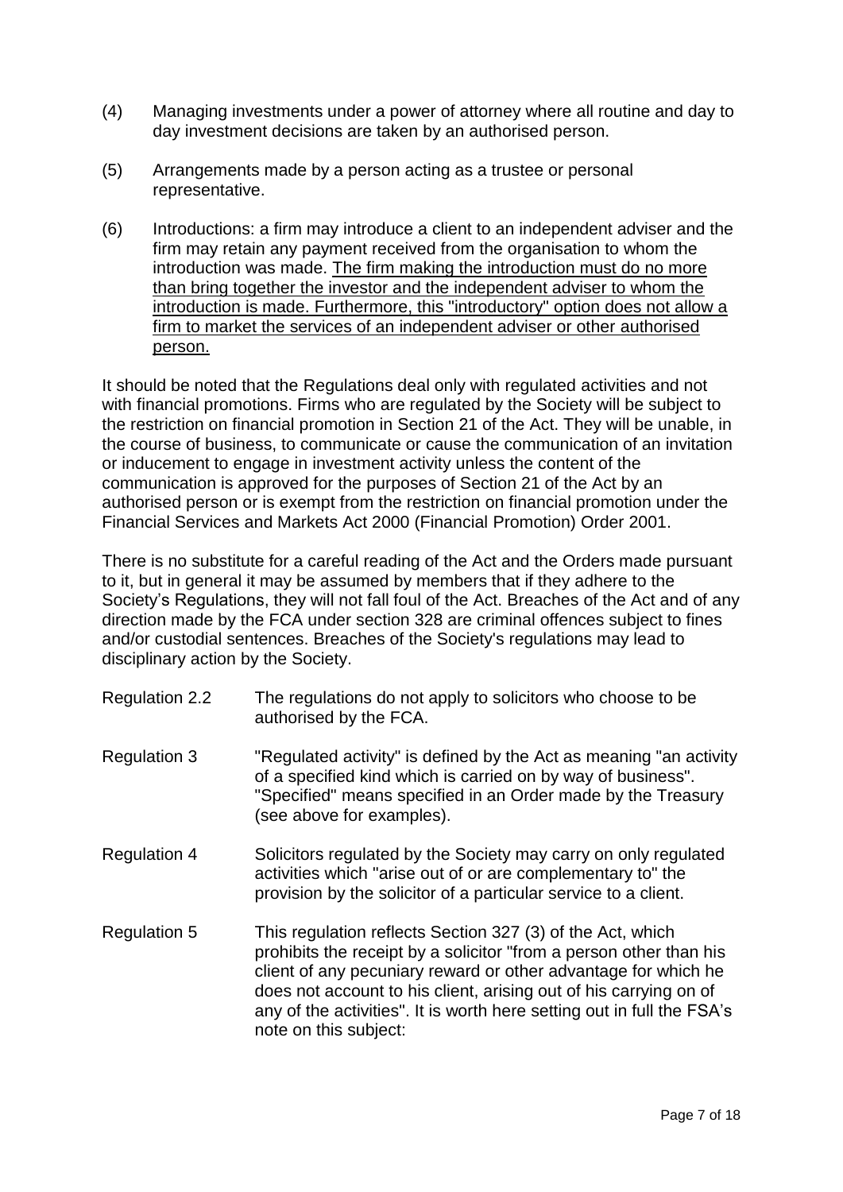(4) Managing investments under a power of attorney where all routine and day to day investment decisions are taken by an authorised person.

(5) Arrangements made by a person acting as a trustee or personal representative.

(6) Introductions: a firm may introduce a client to an independent adviser and the firm may retain any payment received from the organisation to whom the introduction was made. <u>The firm making the introduction must do no more than bring together the investor and the independent adviser to whom the introduction is made. Furthermore, this "introductory" option does not allow a firm to market the services of an independent adviser or other authorised person.</u>

It should be noted that the Regulations deal only with regulated activities and not with financial promotions. Firms who are regulated by the Society will be subject to the restriction on financial promotion in Section 21 of the Act. They will be unable, in the course of business, to communicate or cause the communication of an invitation or inducement to engage in investment activity unless the content of the communication is approved for the purposes of Section 21 of the Act by an authorised person or is exempt from the restriction on financial promotion under the Financial Services and Markets Act 2000 (Financial Promotion) Order 2001.

There is no substitute for a careful reading of the Act and the Orders made pursuant to it, but in general it may be assumed by members that if they adhere to the Society's Regulations, they will not fall foul of the Act. Breaches of the Act and of any direction made by the FCA under section 328 are criminal offences subject to fines and/or custodial sentences. Breaches of the Society's regulations may lead to disciplinary action by the Society.

Regulation 2.2 — The regulations do not apply to solicitors who choose to be authorised by the FCA.

Regulation 3 — "Regulated activity" is defined by the Act as meaning "an activity of a specified kind which is carried on by way of business". "Specified" means specified in an Order made by the Treasury (see above for examples).

Regulation 4 — Solicitors regulated by the Society may carry on only regulated activities which "arise out of or are complementary to" the provision by the solicitor of a particular service to a client.

Regulation 5 — This regulation reflects Section 327 (3) of the Act, which prohibits the receipt by a solicitor "from a person other than his client of any pecuniary reward or other advantage for which he does not account to his client, arising out of his carrying on of any of the activities". It is worth here setting out in full the FSA's note on this subject: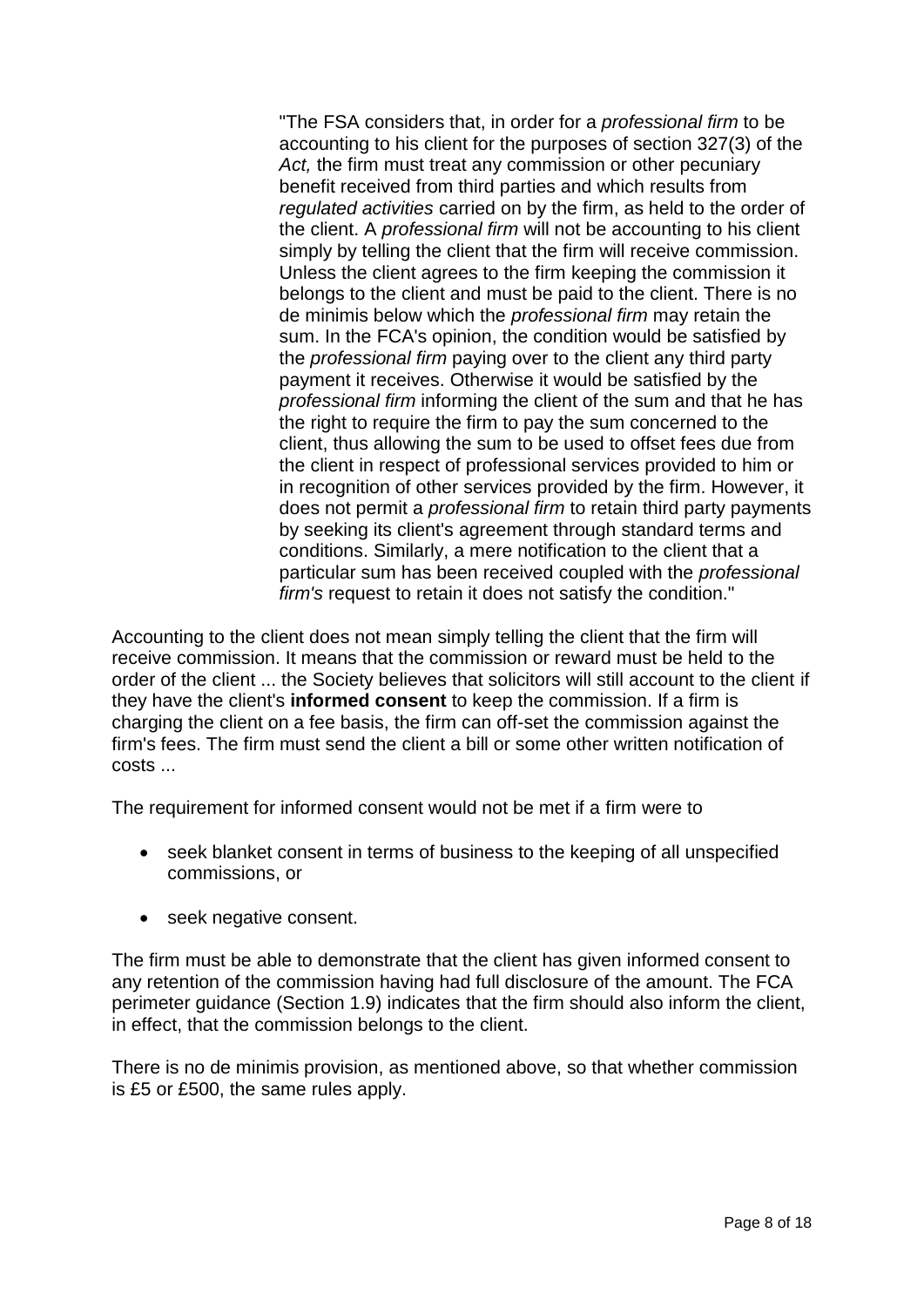> "The FSA considers that, in order for a *professional firm* to be accounting to his client for the purposes of section 327(3) of the *Act,* the firm must treat any commission or other pecuniary benefit received from third parties and which results from *regulated activities* carried on by the firm, as held to the order of the client. A *professional firm* will not be accounting to his client simply by telling the client that the firm will receive commission. Unless the client agrees to the firm keeping the commission it belongs to the client and must be paid to the client. There is no de minimis below which the *professional firm* may retain the sum. In the FCA's opinion, the condition would be satisfied by the *professional firm* paying over to the client any third party payment it receives. Otherwise it would be satisfied by the *professional firm* informing the client of the sum and that he has the right to require the firm to pay the sum concerned to the client, thus allowing the sum to be used to offset fees due from the client in respect of professional services provided to him or in recognition of other services provided by the firm. However, it does not permit a *professional firm* to retain third party payments by seeking its client's agreement through standard terms and conditions. Similarly, a mere notification to the client that a particular sum has been received coupled with the *professional firm's* request to retain it does not satisfy the condition."

Accounting to the client does not mean simply telling the client that the firm will receive commission. It means that the commission or reward must be held to the order of the client ... the Society believes that solicitors will still account to the client if they have the client's **informed consent** to keep the commission. If a firm is charging the client on a fee basis, the firm can off-set the commission against the firm's fees. The firm must send the client a bill or some other written notification of costs ...

The requirement for informed consent would not be met if a firm were to

- seek blanket consent in terms of business to the keeping of all unspecified commissions, or
- seek negative consent.

The firm must be able to demonstrate that the client has given informed consent to any retention of the commission having had full disclosure of the amount. The FCA perimeter guidance (Section 1.9) indicates that the firm should also inform the client, in effect, that the commission belongs to the client.

There is no de minimis provision, as mentioned above, so that whether commission is £5 or £500, the same rules apply.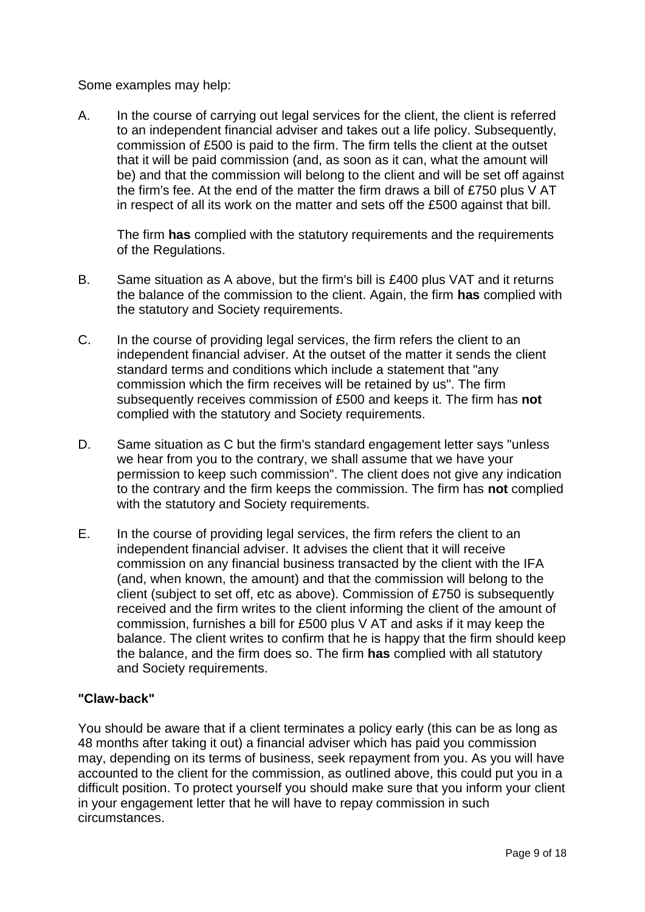Some examples may help:

A. In the course of carrying out legal services for the client, the client is referred to an independent financial adviser and takes out a life policy. Subsequently, commission of £500 is paid to the firm. The firm tells the client at the outset that it will be paid commission (and, as soon as it can, what the amount will be) and that the commission will belong to the client and will be set off against the firm's fee. At the end of the matter the firm draws a bill of £750 plus V AT in respect of all its work on the matter and sets off the £500 against that bill.

   The firm **has** complied with the statutory requirements and the requirements of the Regulations.

B. Same situation as A above, but the firm's bill is £400 plus VAT and it returns the balance of the commission to the client. Again, the firm **has** complied with the statutory and Society requirements.

C. In the course of providing legal services, the firm refers the client to an independent financial adviser. At the outset of the matter it sends the client standard terms and conditions which include a statement that "any commission which the firm receives will be retained by us". The firm subsequently receives commission of £500 and keeps it. The firm has **not** complied with the statutory and Society requirements.

D. Same situation as C but the firm's standard engagement letter says "unless we hear from you to the contrary, we shall assume that we have your permission to keep such commission". The client does not give any indication to the contrary and the firm keeps the commission. The firm has **not** complied with the statutory and Society requirements.

E. In the course of providing legal services, the firm refers the client to an independent financial adviser. It advises the client that it will receive commission on any financial business transacted by the client with the IFA (and, when known, the amount) and that the commission will belong to the client (subject to set off, etc as above). Commission of £750 is subsequently received and the firm writes to the client informing the client of the amount of commission, furnishes a bill for £500 plus V AT and asks if it may keep the balance. The client writes to confirm that he is happy that the firm should keep the balance, and the firm does so. The firm **has** complied with all statutory and Society requirements.

### "Claw-back"

You should be aware that if a client terminates a policy early (this can be as long as 48 months after taking it out) a financial adviser which has paid you commission may, depending on its terms of business, seek repayment from you. As you will have accounted to the client for the commission, as outlined above, this could put you in a difficult position. To protect yourself you should make sure that you inform your client in your engagement letter that he will have to repay commission in such circumstances.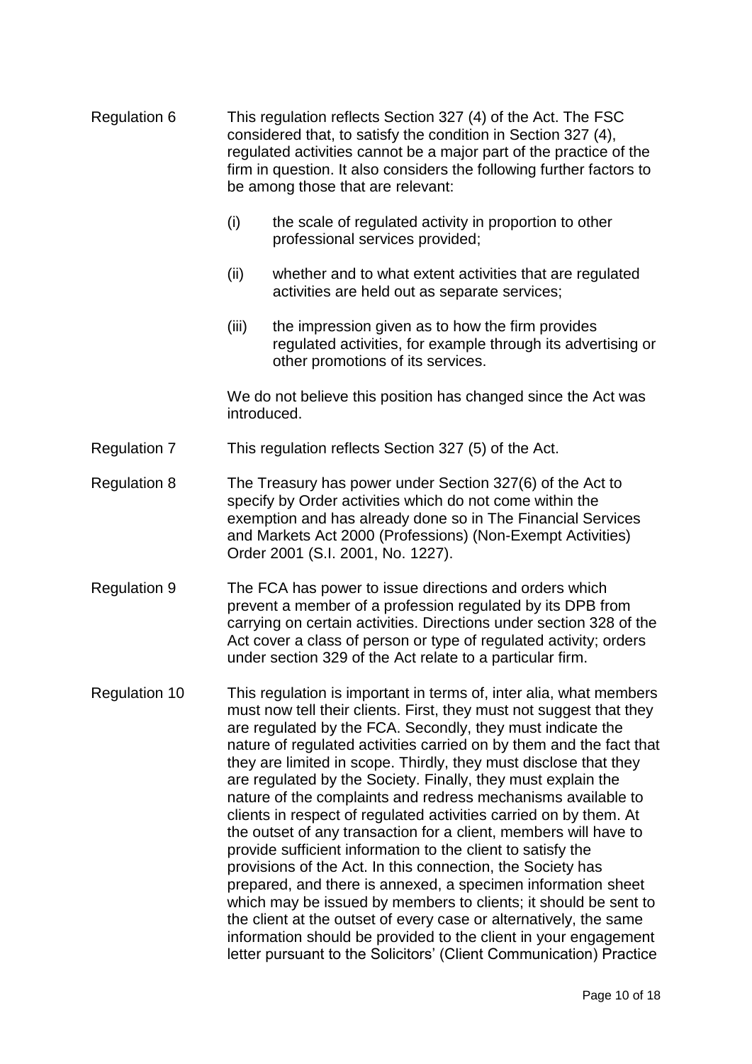**Regulation 6**

This regulation reflects Section 327 (4) of the Act. The FSC considered that, to satisfy the condition in Section 327 (4), regulated activities cannot be a major part of the practice of the firm in question. It also considers the following further factors to be among those that are relevant:

(i) the scale of regulated activity in proportion to other professional services provided;

(ii) whether and to what extent activities that are regulated activities are held out as separate services;

(iii) the impression given as to how the firm provides regulated activities, for example through its advertising or other promotions of its services.

We do not believe this position has changed since the Act was introduced.

**Regulation 7**

This regulation reflects Section 327 (5) of the Act.

**Regulation 8**

The Treasury has power under Section 327(6) of the Act to specify by Order activities which do not come within the exemption and has already done so in The Financial Services and Markets Act 2000 (Professions) (Non-Exempt Activities) Order 2001 (S.I. 2001, No. 1227).

**Regulation 9**

The FCA has power to issue directions and orders which prevent a member of a profession regulated by its DPB from carrying on certain activities. Directions under section 328 of the Act cover a class of person or type of regulated activity; orders under section 329 of the Act relate to a particular firm.

**Regulation 10**

This regulation is important in terms of, inter alia, what members must now tell their clients. First, they must not suggest that they are regulated by the FCA. Secondly, they must indicate the nature of regulated activities carried on by them and the fact that they are limited in scope. Thirdly, they must disclose that they are regulated by the Society. Finally, they must explain the nature of the complaints and redress mechanisms available to clients in respect of regulated activities carried on by them. At the outset of any transaction for a client, members will have to provide sufficient information to the client to satisfy the provisions of the Act. In this connection, the Society has prepared, and there is annexed, a specimen information sheet which may be issued by members to clients; it should be sent to the client at the outset of every case or alternatively, the same information should be provided to the client in your engagement letter pursuant to the Solicitors' (Client Communication) Practice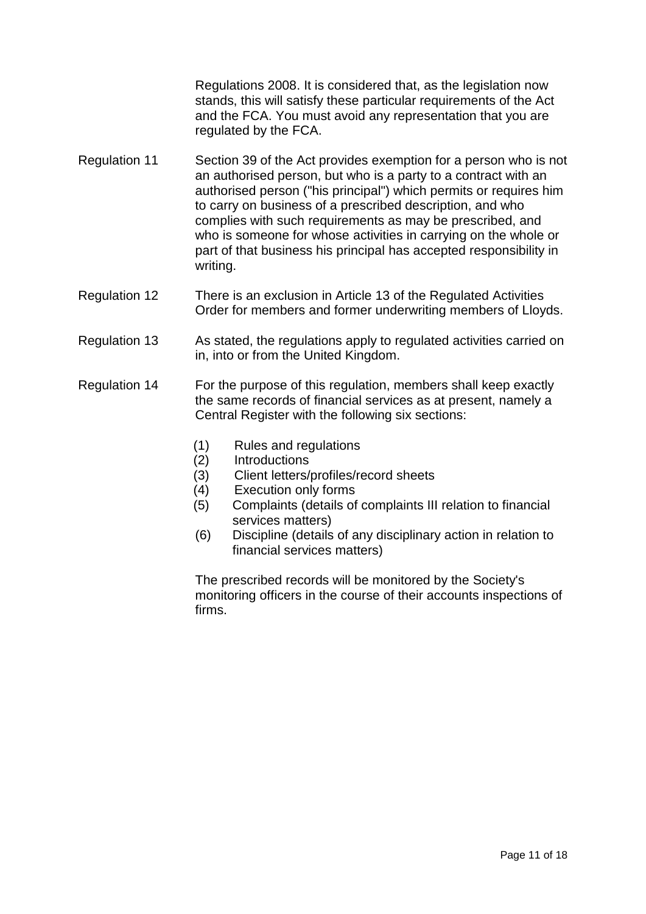Regulations 2008. It is considered that, as the legislation now stands, this will satisfy these particular requirements of the Act and the FCA. You must avoid any representation that you are regulated by the FCA.

**Regulation 11** Section 39 of the Act provides exemption for a person who is not an authorised person, but who is a party to a contract with an authorised person ("his principal") which permits or requires him to carry on business of a prescribed description, and who complies with such requirements as may be prescribed, and who is someone for whose activities in carrying on the whole or part of that business his principal has accepted responsibility in writing.

**Regulation 12** There is an exclusion in Article 13 of the Regulated Activities Order for members and former underwriting members of Lloyds.

**Regulation 13** As stated, the regulations apply to regulated activities carried on in, into or from the United Kingdom.

**Regulation 14** For the purpose of this regulation, members shall keep exactly the same records of financial services as at present, namely a Central Register with the following six sections:

(1) Rules and regulations
(2) Introductions
(3) Client letters/profiles/record sheets
(4) Execution only forms
(5) Complaints (details of complaints III relation to financial services matters)
(6) Discipline (details of any disciplinary action in relation to financial services matters)

The prescribed records will be monitored by the Society's monitoring officers in the course of their accounts inspections of firms.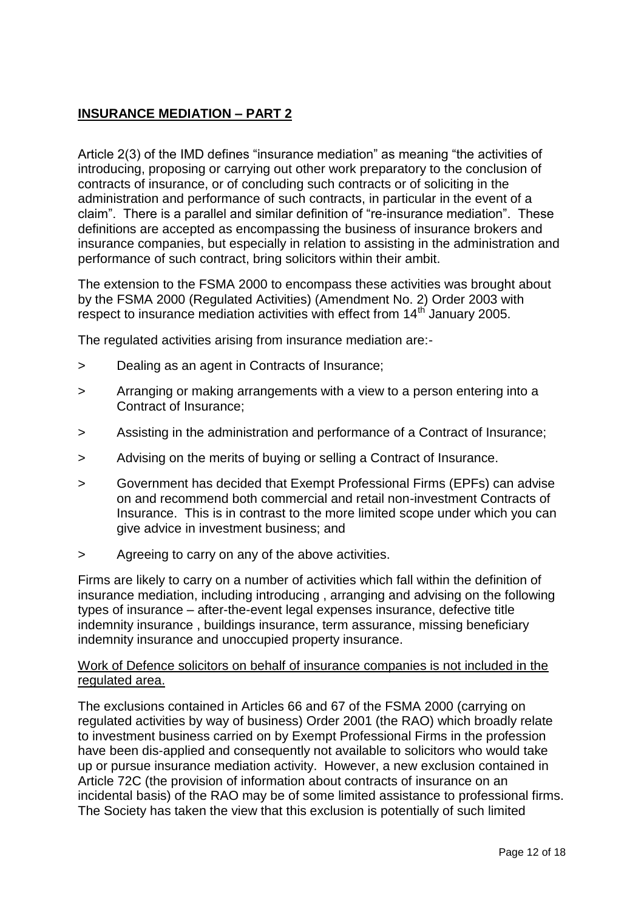## **INSURANCE MEDIATION – PART 2**

Article 2(3) of the IMD defines "insurance mediation" as meaning "the activities of introducing, proposing or carrying out other work preparatory to the conclusion of contracts of insurance, or of concluding such contracts or of soliciting in the administration and performance of such contracts, in particular in the event of a claim". There is a parallel and similar definition of "re-insurance mediation". These definitions are accepted as encompassing the business of insurance brokers and insurance companies, but especially in relation to assisting in the administration and performance of such contract, bring solicitors within their ambit.

The extension to the FSMA 2000 to encompass these activities was brought about by the FSMA 2000 (Regulated Activities) (Amendment No. 2) Order 2003 with respect to insurance mediation activities with effect from 14th January 2005.

The regulated activities arising from insurance mediation are:-

> Dealing as an agent in Contracts of Insurance;

> Arranging or making arrangements with a view to a person entering into a Contract of Insurance;

> Assisting in the administration and performance of a Contract of Insurance;

> Advising on the merits of buying or selling a Contract of Insurance.

> Government has decided that Exempt Professional Firms (EPFs) can advise on and recommend both commercial and retail non-investment Contracts of Insurance. This is in contrast to the more limited scope under which you can give advice in investment business; and

> Agreeing to carry on any of the above activities.

Firms are likely to carry on a number of activities which fall within the definition of insurance mediation, including introducing , arranging and advising on the following types of insurance – after-the-event legal expenses insurance, defective title indemnity insurance , buildings insurance, term assurance, missing beneficiary indemnity insurance and unoccupied property insurance.

<u>Work of Defence solicitors on behalf of insurance companies is not included in the regulated area.</u>

The exclusions contained in Articles 66 and 67 of the FSMA 2000 (carrying on regulated activities by way of business) Order 2001 (the RAO) which broadly relate to investment business carried on by Exempt Professional Firms in the profession have been dis-applied and consequently not available to solicitors who would take up or pursue insurance mediation activity. However, a new exclusion contained in Article 72C (the provision of information about contracts of insurance on an incidental basis) of the RAO may be of some limited assistance to professional firms. The Society has taken the view that this exclusion is potentially of such limited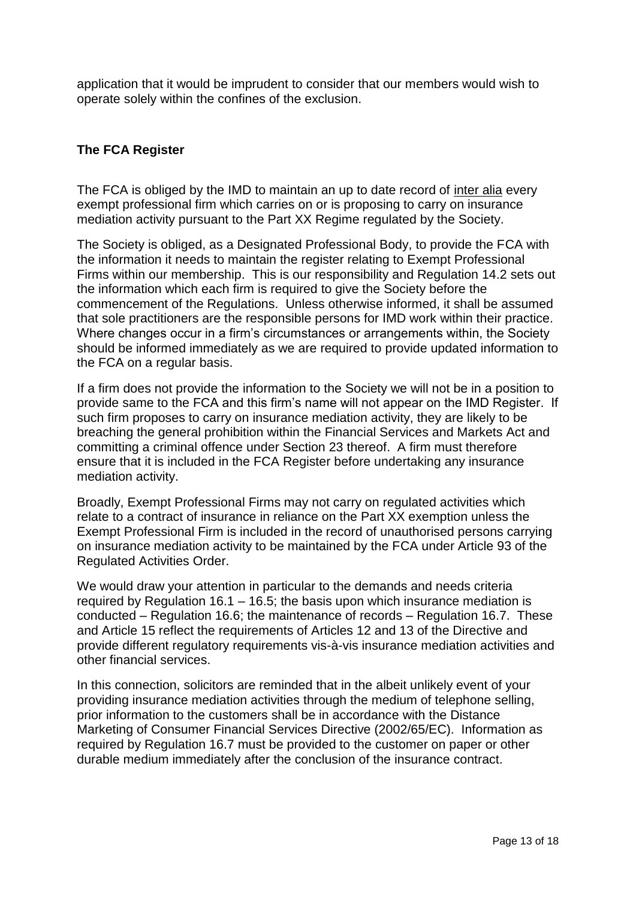application that it would be imprudent to consider that our members would wish to operate solely within the confines of the exclusion.

**The FCA Register**

The FCA is obliged by the IMD to maintain an up to date record of inter alia every exempt professional firm which carries on or is proposing to carry on insurance mediation activity pursuant to the Part XX Regime regulated by the Society.

The Society is obliged, as a Designated Professional Body, to provide the FCA with the information it needs to maintain the register relating to Exempt Professional Firms within our membership. This is our responsibility and Regulation 14.2 sets out the information which each firm is required to give the Society before the commencement of the Regulations. Unless otherwise informed, it shall be assumed that sole practitioners are the responsible persons for IMD work within their practice. Where changes occur in a firm's circumstances or arrangements within, the Society should be informed immediately as we are required to provide updated information to the FCA on a regular basis.

If a firm does not provide the information to the Society we will not be in a position to provide same to the FCA and this firm's name will not appear on the IMD Register. If such firm proposes to carry on insurance mediation activity, they are likely to be breaching the general prohibition within the Financial Services and Markets Act and committing a criminal offence under Section 23 thereof. A firm must therefore ensure that it is included in the FCA Register before undertaking any insurance mediation activity.

Broadly, Exempt Professional Firms may not carry on regulated activities which relate to a contract of insurance in reliance on the Part XX exemption unless the Exempt Professional Firm is included in the record of unauthorised persons carrying on insurance mediation activity to be maintained by the FCA under Article 93 of the Regulated Activities Order.

We would draw your attention in particular to the demands and needs criteria required by Regulation 16.1 – 16.5; the basis upon which insurance mediation is conducted – Regulation 16.6; the maintenance of records – Regulation 16.7. These and Article 15 reflect the requirements of Articles 12 and 13 of the Directive and provide different regulatory requirements vis-à-vis insurance mediation activities and other financial services.

In this connection, solicitors are reminded that in the albeit unlikely event of your providing insurance mediation activities through the medium of telephone selling, prior information to the customers shall be in accordance with the Distance Marketing of Consumer Financial Services Directive (2002/65/EC). Information as required by Regulation 16.7 must be provided to the customer on paper or other durable medium immediately after the conclusion of the insurance contract.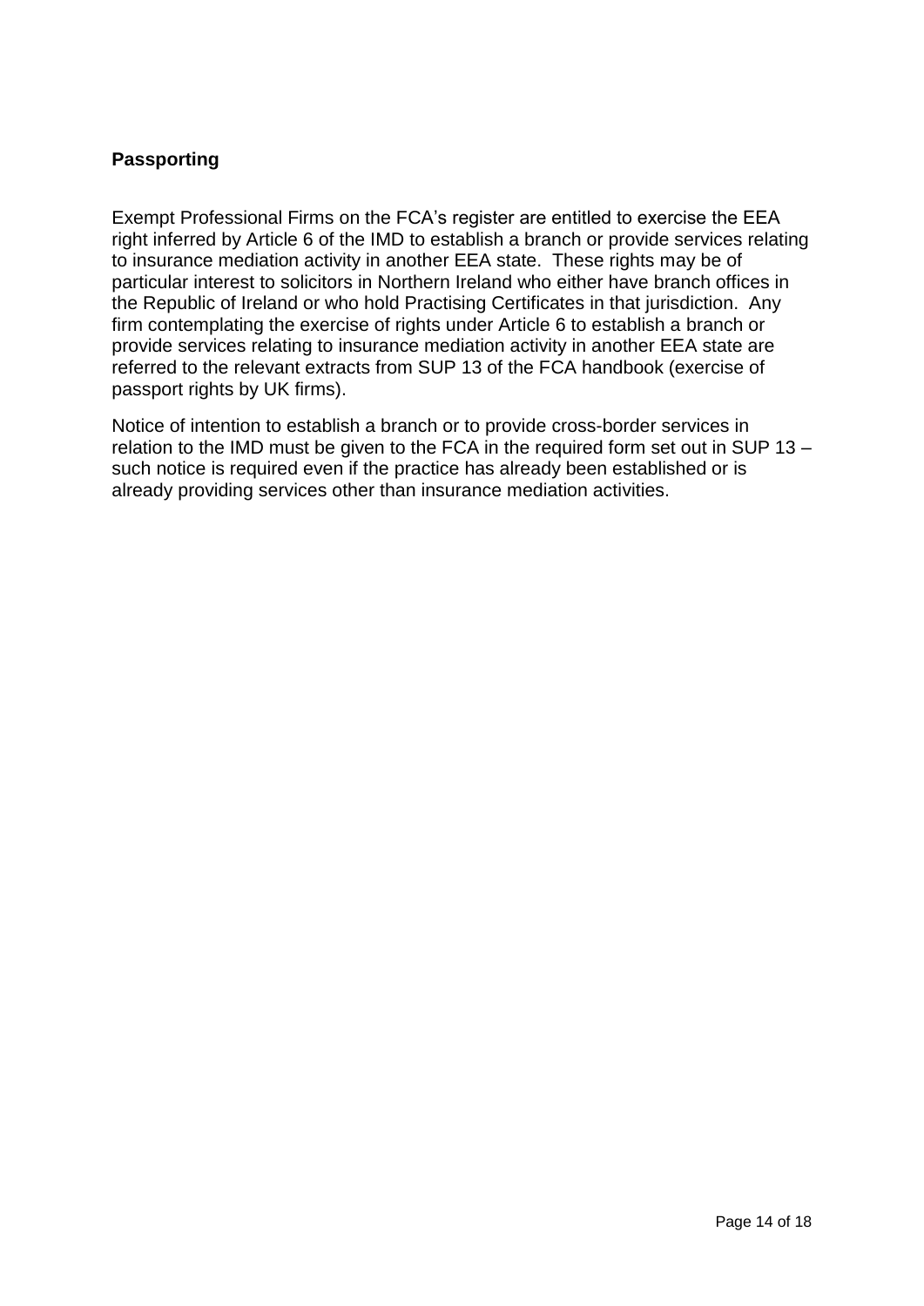**Passporting**

Exempt Professional Firms on the FCA's register are entitled to exercise the EEA right inferred by Article 6 of the IMD to establish a branch or provide services relating to insurance mediation activity in another EEA state. These rights may be of particular interest to solicitors in Northern Ireland who either have branch offices in the Republic of Ireland or who hold Practising Certificates in that jurisdiction. Any firm contemplating the exercise of rights under Article 6 to establish a branch or provide services relating to insurance mediation activity in another EEA state are referred to the relevant extracts from SUP 13 of the FCA handbook (exercise of passport rights by UK firms).

Notice of intention to establish a branch or to provide cross-border services in relation to the IMD must be given to the FCA in the required form set out in SUP 13 – such notice is required even if the practice has already been established or is already providing services other than insurance mediation activities.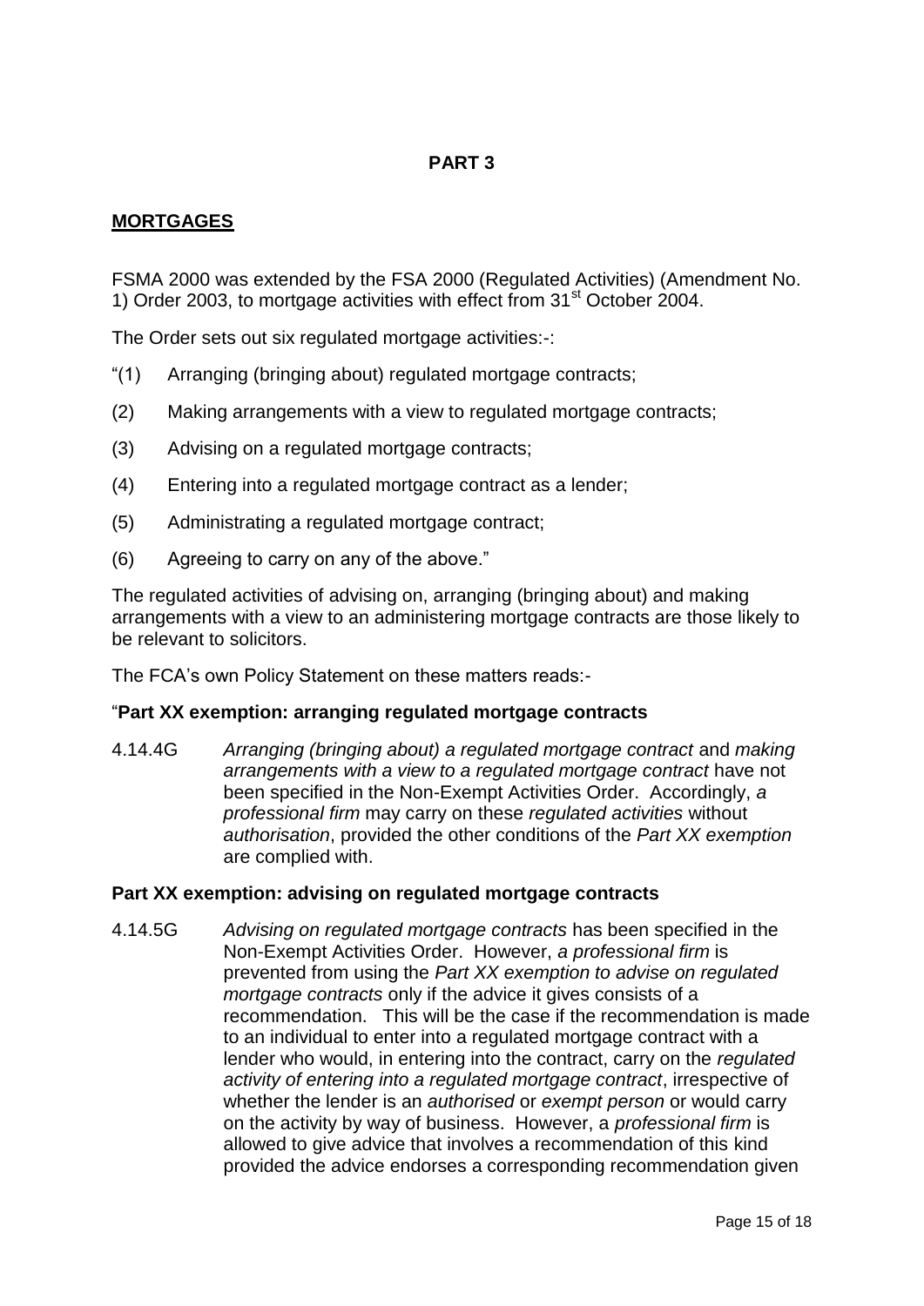## PART 3

## MORTGAGES

FSMA 2000 was extended by the FSA 2000 (Regulated Activities) (Amendment No. 1) Order 2003, to mortgage activities with effect from 31st October 2004.

The Order sets out six regulated mortgage activities:-:

"(1) Arranging (bringing about) regulated mortgage contracts;

(2) Making arrangements with a view to regulated mortgage contracts;

(3) Advising on a regulated mortgage contracts;

(4) Entering into a regulated mortgage contract as a lender;

(5) Administrating a regulated mortgage contract;

(6) Agreeing to carry on any of the above."

The regulated activities of advising on, arranging (bringing about) and making arrangements with a view to an administering mortgage contracts are those likely to be relevant to solicitors.

The FCA's own Policy Statement on these matters reads:-

"**Part XX exemption: arranging regulated mortgage contracts**

4.14.4G *Arranging (bringing about) a regulated mortgage contract* and *making arrangements with a view to a regulated mortgage contract* have not been specified in the Non-Exempt Activities Order. Accordingly, *a professional firm* may carry on these *regulated activities* without *authorisation*, provided the other conditions of the *Part XX exemption* are complied with.

**Part XX exemption: advising on regulated mortgage contracts**

4.14.5G *Advising on regulated mortgage contracts* has been specified in the Non-Exempt Activities Order. However, *a professional firm* is prevented from using the *Part XX exemption to advise on regulated mortgage contracts* only if the advice it gives consists of a recommendation. This will be the case if the recommendation is made to an individual to enter into a regulated mortgage contract with a lender who would, in entering into the contract, carry on the *regulated activity of entering into a regulated mortgage contract*, irrespective of whether the lender is an *authorised* or *exempt person* or would carry on the activity by way of business. However, a *professional firm* is allowed to give advice that involves a recommendation of this kind provided the advice endorses a corresponding recommendation given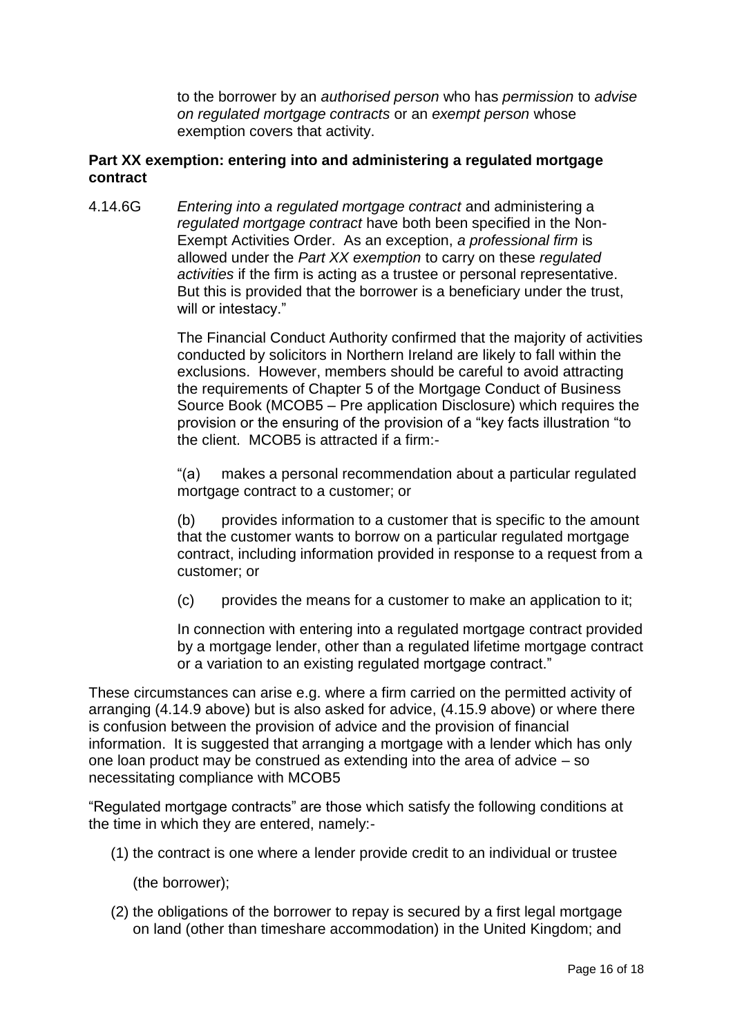to the borrower by an *authorised person* who has *permission* to *advise on regulated mortgage contracts* or an *exempt person* whose exemption covers that activity.

**Part XX exemption: entering into and administering a regulated mortgage contract**

4.14.6G *Entering into a regulated mortgage contract* and administering a *regulated mortgage contract* have both been specified in the Non-Exempt Activities Order. As an exception, *a professional firm* is allowed under the *Part XX exemption* to carry on these *regulated activities* if the firm is acting as a trustee or personal representative. But this is provided that the borrower is a beneficiary under the trust, will or intestacy."

The Financial Conduct Authority confirmed that the majority of activities conducted by solicitors in Northern Ireland are likely to fall within the exclusions. However, members should be careful to avoid attracting the requirements of Chapter 5 of the Mortgage Conduct of Business Source Book (MCOB5 – Pre application Disclosure) which requires the provision or the ensuring of the provision of a "key facts illustration "to the client. MCOB5 is attracted if a firm:-

"(a) makes a personal recommendation about a particular regulated mortgage contract to a customer; or

(b) provides information to a customer that is specific to the amount that the customer wants to borrow on a particular regulated mortgage contract, including information provided in response to a request from a customer; or

(c) provides the means for a customer to make an application to it;

In connection with entering into a regulated mortgage contract provided by a mortgage lender, other than a regulated lifetime mortgage contract or a variation to an existing regulated mortgage contract."

These circumstances can arise e.g. where a firm carried on the permitted activity of arranging (4.14.9 above) but is also asked for advice, (4.15.9 above) or where there is confusion between the provision of advice and the provision of financial information. It is suggested that arranging a mortgage with a lender which has only one loan product may be construed as extending into the area of advice – so necessitating compliance with MCOB5

"Regulated mortgage contracts" are those which satisfy the following conditions at the time in which they are entered, namely:-

(1) the contract is one where a lender provide credit to an individual or trustee (the borrower);

(2) the obligations of the borrower to repay is secured by a first legal mortgage on land (other than timeshare accommodation) in the United Kingdom; and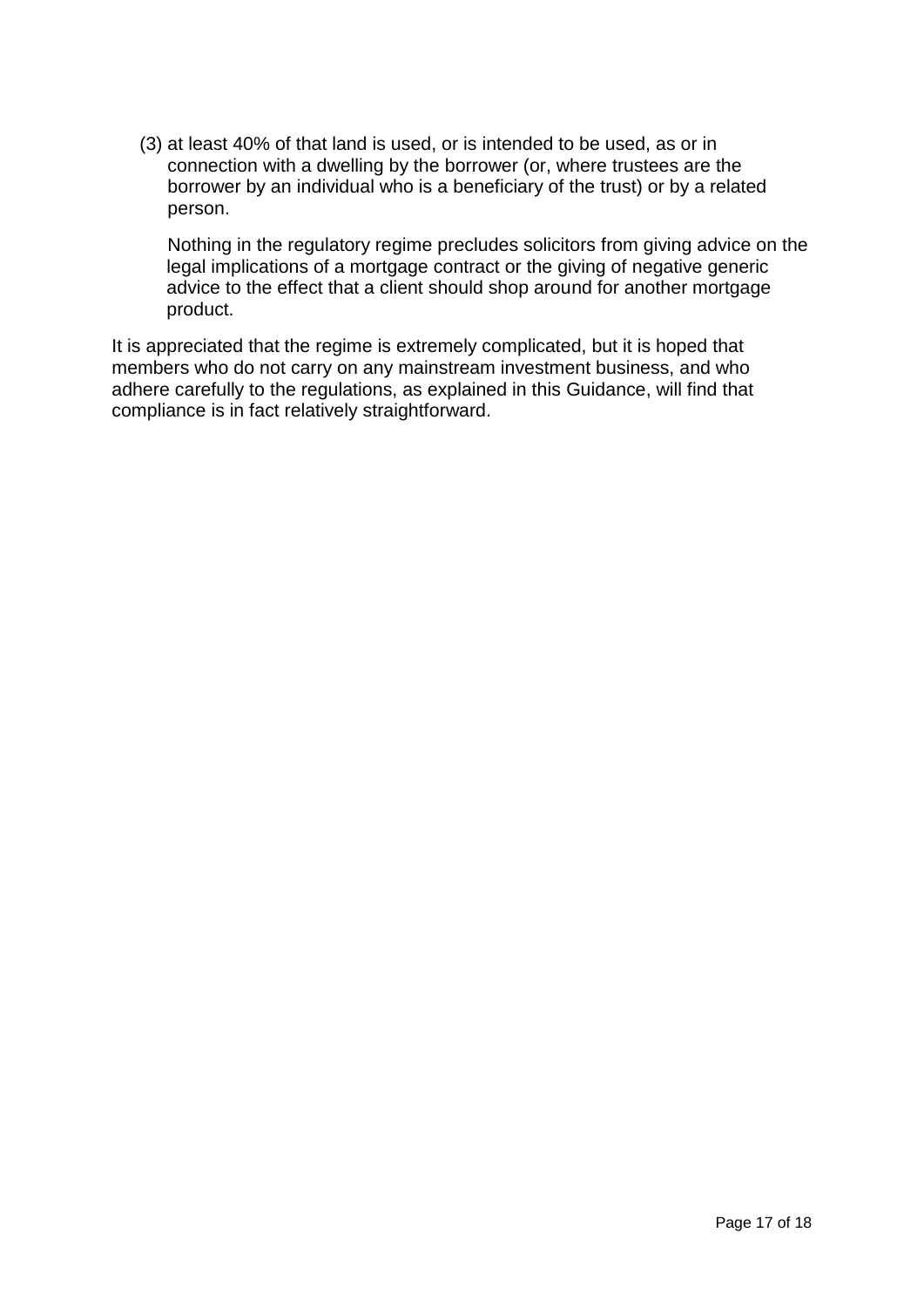(3) at least 40% of that land is used, or is intended to be used, as or in connection with a dwelling by the borrower (or, where trustees are the borrower by an individual who is a beneficiary of the trust) or by a related person.

Nothing in the regulatory regime precludes solicitors from giving advice on the legal implications of a mortgage contract or the giving of negative generic advice to the effect that a client should shop around for another mortgage product.

It is appreciated that the regime is extremely complicated, but it is hoped that members who do not carry on any mainstream investment business, and who adhere carefully to the regulations, as explained in this Guidance, will find that compliance is in fact relatively straightforward.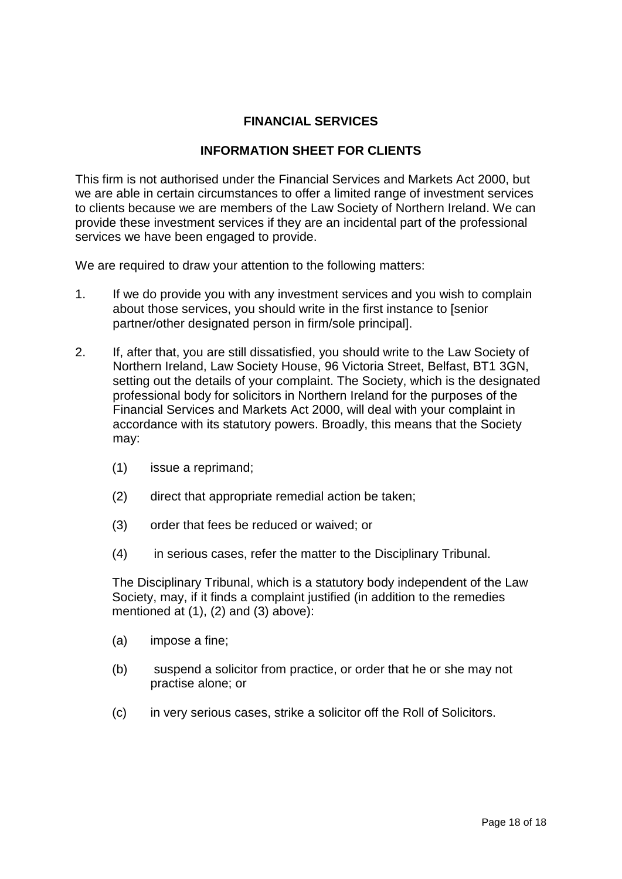## FINANCIAL SERVICES

## INFORMATION SHEET FOR CLIENTS

This firm is not authorised under the Financial Services and Markets Act 2000, but we are able in certain circumstances to offer a limited range of investment services to clients because we are members of the Law Society of Northern Ireland. We can provide these investment services if they are an incidental part of the professional services we have been engaged to provide.

We are required to draw your attention to the following matters:

1. If we do provide you with any investment services and you wish to complain about those services, you should write in the first instance to [senior partner/other designated person in firm/sole principal].

2. If, after that, you are still dissatisfied, you should write to the Law Society of Northern Ireland, Law Society House, 96 Victoria Street, Belfast, BT1 3GN, setting out the details of your complaint. The Society, which is the designated professional body for solicitors in Northern Ireland for the purposes of the Financial Services and Markets Act 2000, will deal with your complaint in accordance with its statutory powers. Broadly, this means that the Society may:

   (1) issue a reprimand;

   (2) direct that appropriate remedial action be taken;

   (3) order that fees be reduced or waived; or

   (4) in serious cases, refer the matter to the Disciplinary Tribunal.

   The Disciplinary Tribunal, which is a statutory body independent of the Law Society, may, if it finds a complaint justified (in addition to the remedies mentioned at (1), (2) and (3) above):

   (a) impose a fine;

   (b) suspend a solicitor from practice, or order that he or she may not practise alone; or

   (c) in very serious cases, strike a solicitor off the Roll of Solicitors.